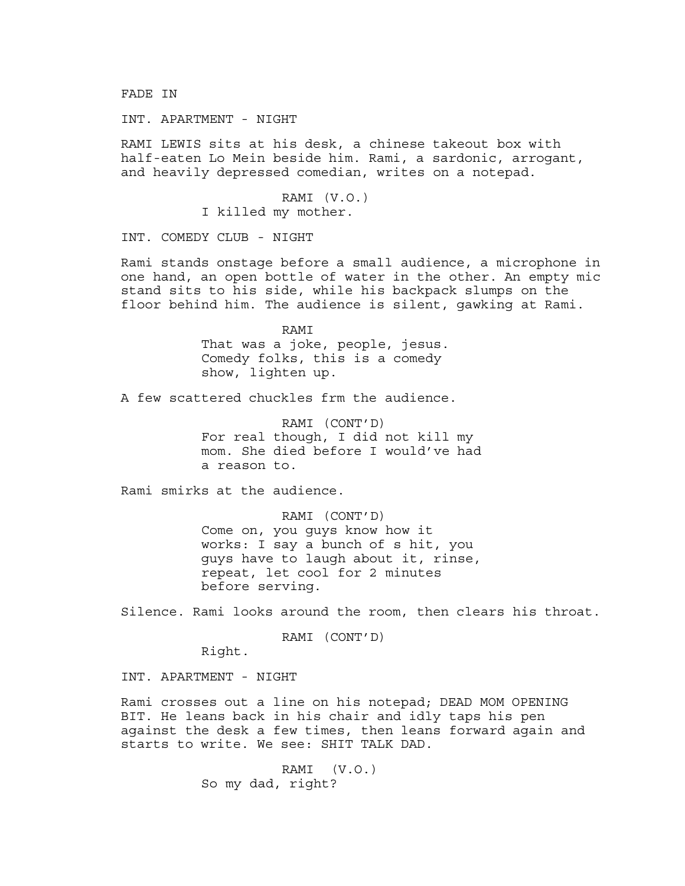FADE IN

INT. APARTMENT - NIGHT

RAMI LEWIS sits at his desk, a chinese takeout box with half-eaten Lo Mein beside him. Rami, a sardonic, arrogant, and heavily depressed comedian, writes on a notepad.

RAMI (V.O.)
I killed my mother.

INT. COMEDY CLUB - NIGHT

Rami stands onstage before a small audience, a microphone in one hand, an open bottle of water in the other. An empty mic stand sits to his side, while his backpack slumps on the floor behind him. The audience is silent, gawking at Rami.

RAMI
That was a joke, people, jesus. Comedy folks, this is a comedy show, lighten up.

A few scattered chuckles frm the audience.

RAMI (CONT'D)
For real though, I did not kill my mom. She died before I would've had a reason to.

Rami smirks at the audience.

RAMI (CONT'D)
Come on, you guys know how it works: I say a bunch of s hit, you guys have to laugh about it, rinse, repeat, let cool for 2 minutes before serving.

Silence. Rami looks around the room, then clears his throat.

RAMI (CONT'D)
Right.

INT. APARTMENT - NIGHT

Rami crosses out a line on his notepad; DEAD MOM OPENING BIT. He leans back in his chair and idly taps his pen against the desk a few times, then leans forward again and starts to write. We see: SHIT TALK DAD.

RAMI (V.O.)
So my dad, right?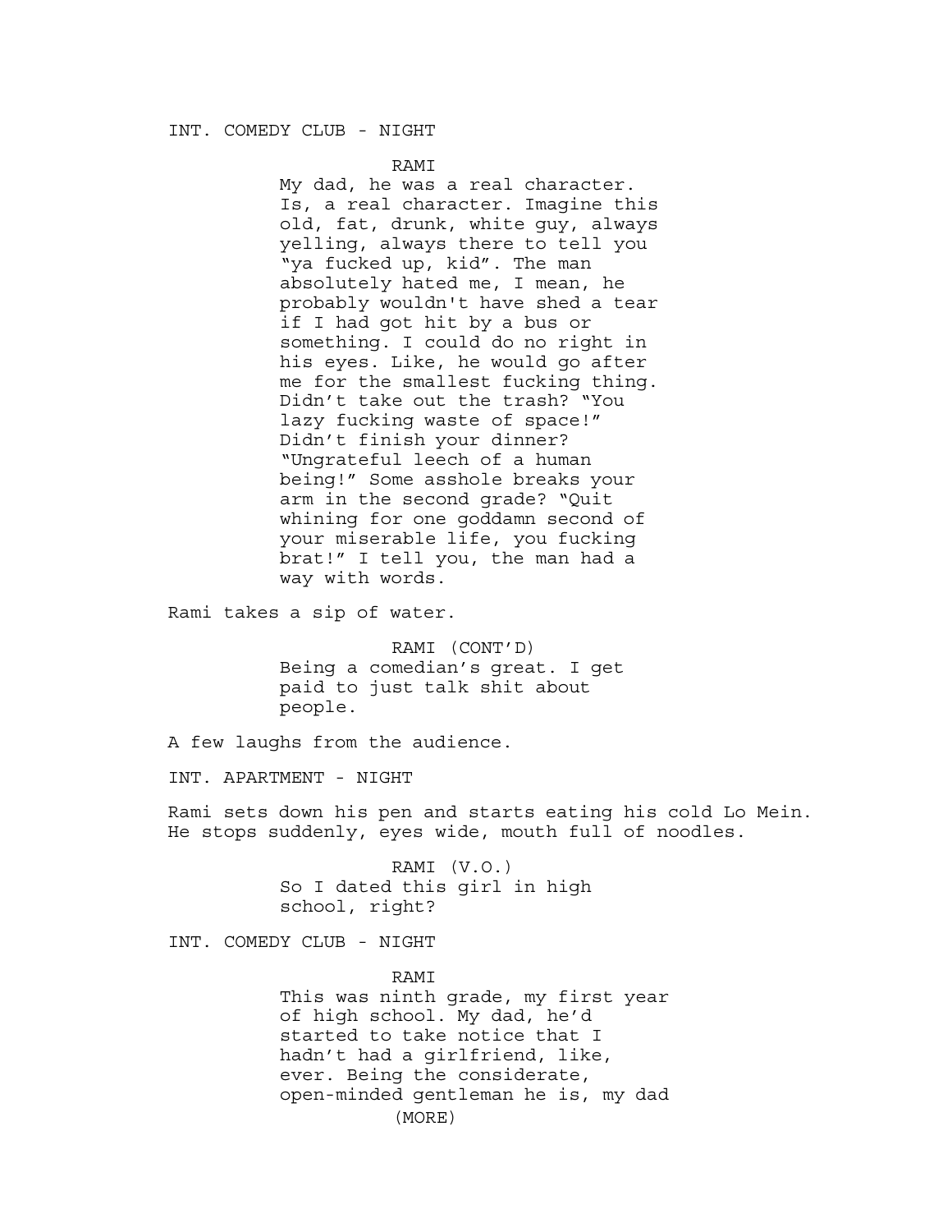INT. COMEDY CLUB - NIGHT

RAMI

My dad, he was a real character. Is, a real character. Imagine this old, fat, drunk, white guy, always yelling, always there to tell you "ya fucked up, kid". The man absolutely hated me, I mean, he probably wouldn't have shed a tear if I had got hit by a bus or something. I could do no right in his eyes. Like, he would go after me for the smallest fucking thing. Didn't take out the trash? "You lazy fucking waste of space!" Didn't finish your dinner? "Ungrateful leech of a human being!" Some asshole breaks your arm in the second grade? "Quit whining for one goddamn second of your miserable life, you fucking brat!" I tell you, the man had a way with words.

Rami takes a sip of water.

RAMI (CONT'D)

Being a comedian's great. I get paid to just talk shit about people.

A few laughs from the audience.

INT. APARTMENT - NIGHT

Rami sets down his pen and starts eating his cold Lo Mein. He stops suddenly, eyes wide, mouth full of noodles.

RAMI (V.O.)

So I dated this girl in high school, right?

INT. COMEDY CLUB - NIGHT

RAMI

This was ninth grade, my first year of high school. My dad, he'd started to take notice that I hadn't had a girlfriend, like, ever. Being the considerate, open-minded gentleman he is, my dad

(MORE)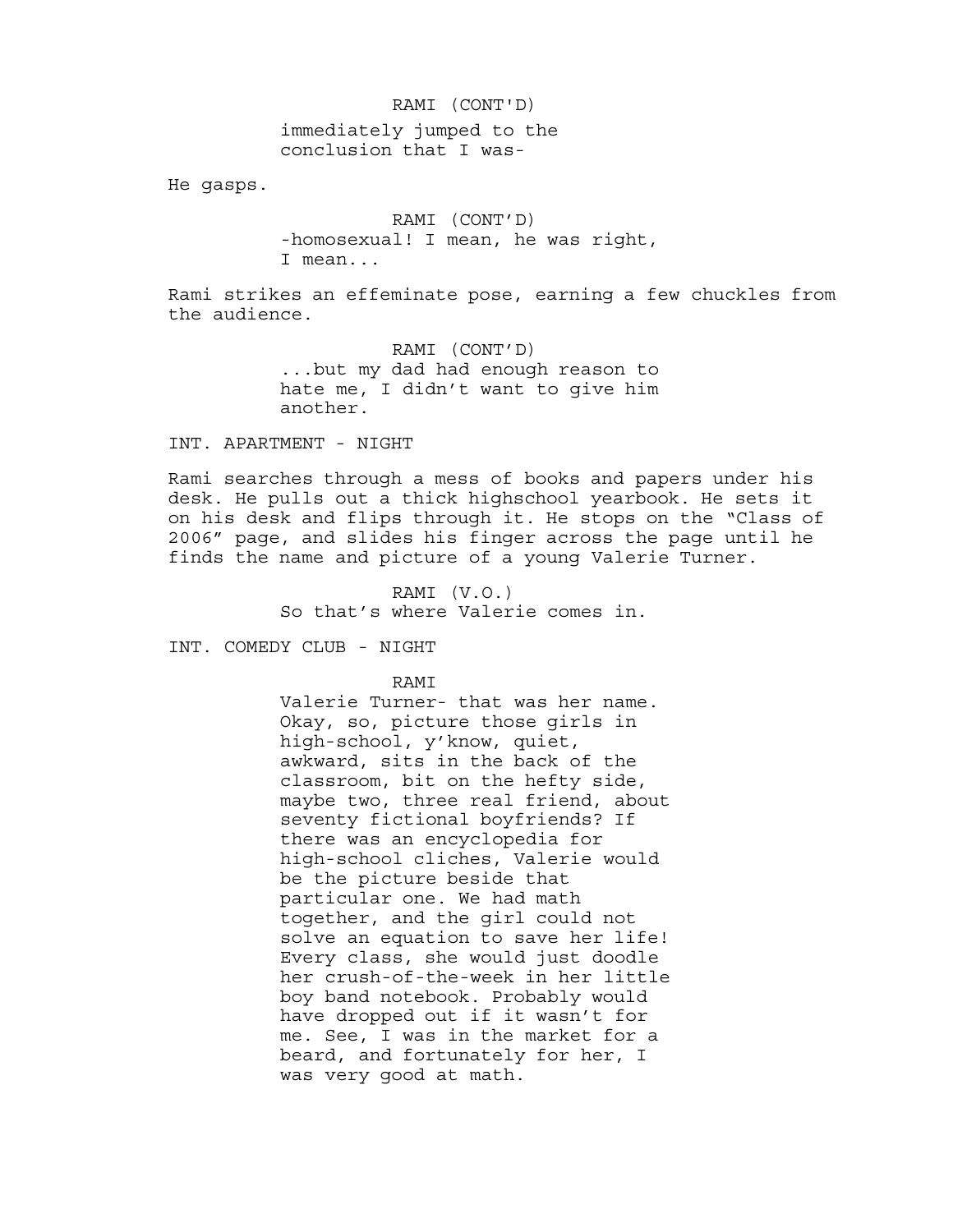RAMI (CONT'D)

immediately jumped to the conclusion that I was-

He gasps.

RAMI (CONT'D)

-homosexual! I mean, he was right, I mean...

Rami strikes an effeminate pose, earning a few chuckles from the audience.

RAMI (CONT'D)

...but my dad had enough reason to hate me, I didn't want to give him another.

INT. APARTMENT - NIGHT

Rami searches through a mess of books and papers under his desk. He pulls out a thick highschool yearbook. He sets it on his desk and flips through it. He stops on the "Class of 2006" page, and slides his finger across the page until he finds the name and picture of a young Valerie Turner.

RAMI (V.O.)

So that's where Valerie comes in.

INT. COMEDY CLUB - NIGHT

RAMI

Valerie Turner- that was her name. Okay, so, picture those girls in high-school, y'know, quiet, awkward, sits in the back of the classroom, bit on the hefty side, maybe two, three real friend, about seventy fictional boyfriends? If there was an encyclopedia for high-school cliches, Valerie would be the picture beside that particular one. We had math together, and the girl could not solve an equation to save her life! Every class, she would just doodle her crush-of-the-week in her little boy band notebook. Probably would have dropped out if it wasn't for me. See, I was in the market for a beard, and fortunately for her, I was very good at math.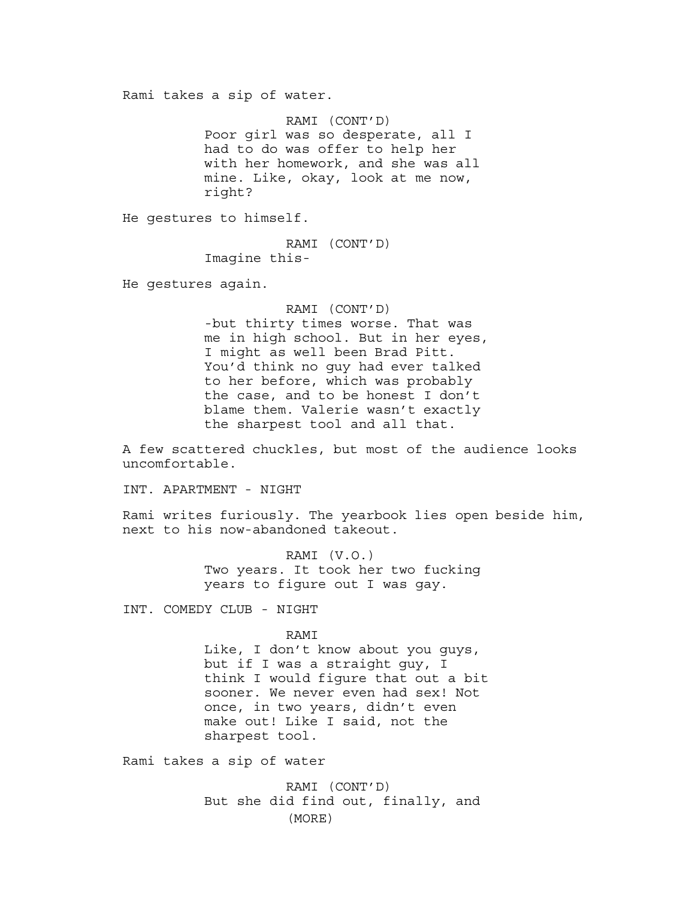Rami takes a sip of water.

RAMI (CONT'D)
Poor girl was so desperate, all I had to do was offer to help her with her homework, and she was all mine. Like, okay, look at me now, right?

He gestures to himself.

RAMI (CONT'D)
Imagine this-

He gestures again.

RAMI (CONT'D)
-but thirty times worse. That was me in high school. But in her eyes, I might as well been Brad Pitt. You'd think no guy had ever talked to her before, which was probably the case, and to be honest I don't blame them. Valerie wasn't exactly the sharpest tool and all that.

A few scattered chuckles, but most of the audience looks uncomfortable.

INT. APARTMENT - NIGHT

Rami writes furiously. The yearbook lies open beside him, next to his now-abandoned takeout.

RAMI (V.O.)
Two years. It took her two fucking years to figure out I was gay.

INT. COMEDY CLUB - NIGHT

RAMI
Like, I don't know about you guys, but if I was a straight guy, I think I would figure that out a bit sooner. We never even had sex! Not once, in two years, didn't even make out! Like I said, not the sharpest tool.

Rami takes a sip of water

RAMI (CONT'D)
But she did find out, finally, and
(MORE)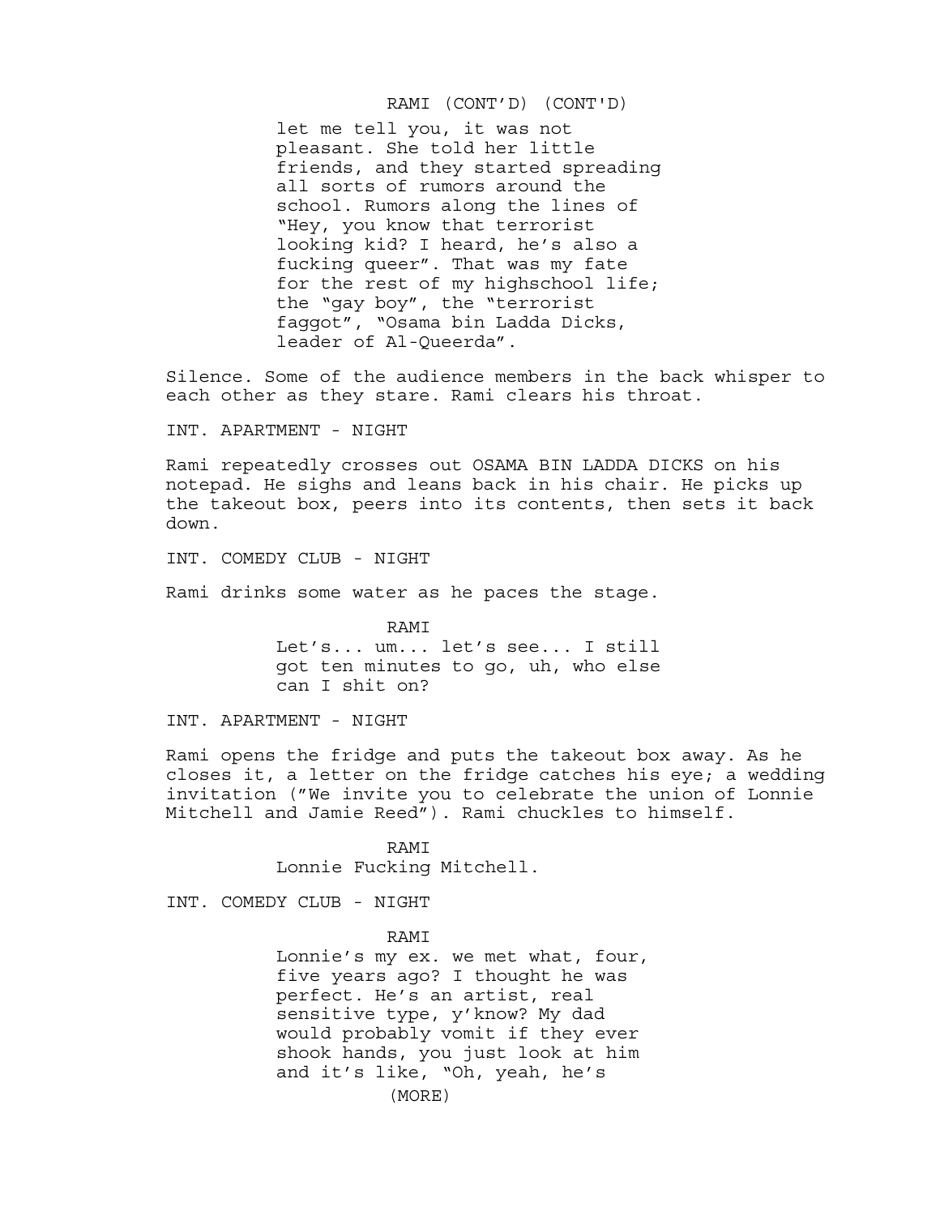RAMI (CONT'D) (CONT'D)

let me tell you, it was not pleasant. She told her little friends, and they started spreading all sorts of rumors around the school. Rumors along the lines of "Hey, you know that terrorist looking kid? I heard, he's also a fucking queer". That was my fate for the rest of my highschool life; the "gay boy", the "terrorist faggot", "Osama bin Ladda Dicks, leader of Al-Queerda".

Silence. Some of the audience members in the back whisper to each other as they stare. Rami clears his throat.

INT. APARTMENT - NIGHT

Rami repeatedly crosses out OSAMA BIN LADDA DICKS on his notepad. He sighs and leans back in his chair. He picks up the takeout box, peers into its contents, then sets it back down.

INT. COMEDY CLUB - NIGHT

Rami drinks some water as he paces the stage.

RAMI

Let's... um... let's see... I still got ten minutes to go, uh, who else can I shit on?

INT. APARTMENT - NIGHT

Rami opens the fridge and puts the takeout box away. As he closes it, a letter on the fridge catches his eye; a wedding invitation ("We invite you to celebrate the union of Lonnie Mitchell and Jamie Reed"). Rami chuckles to himself.

RAMI

Lonnie Fucking Mitchell.

INT. COMEDY CLUB - NIGHT

RAMI

Lonnie's my ex. we met what, four, five years ago? I thought he was perfect. He's an artist, real sensitive type, y'know? My dad would probably vomit if they ever shook hands, you just look at him and it's like, "Oh, yeah, he's

(MORE)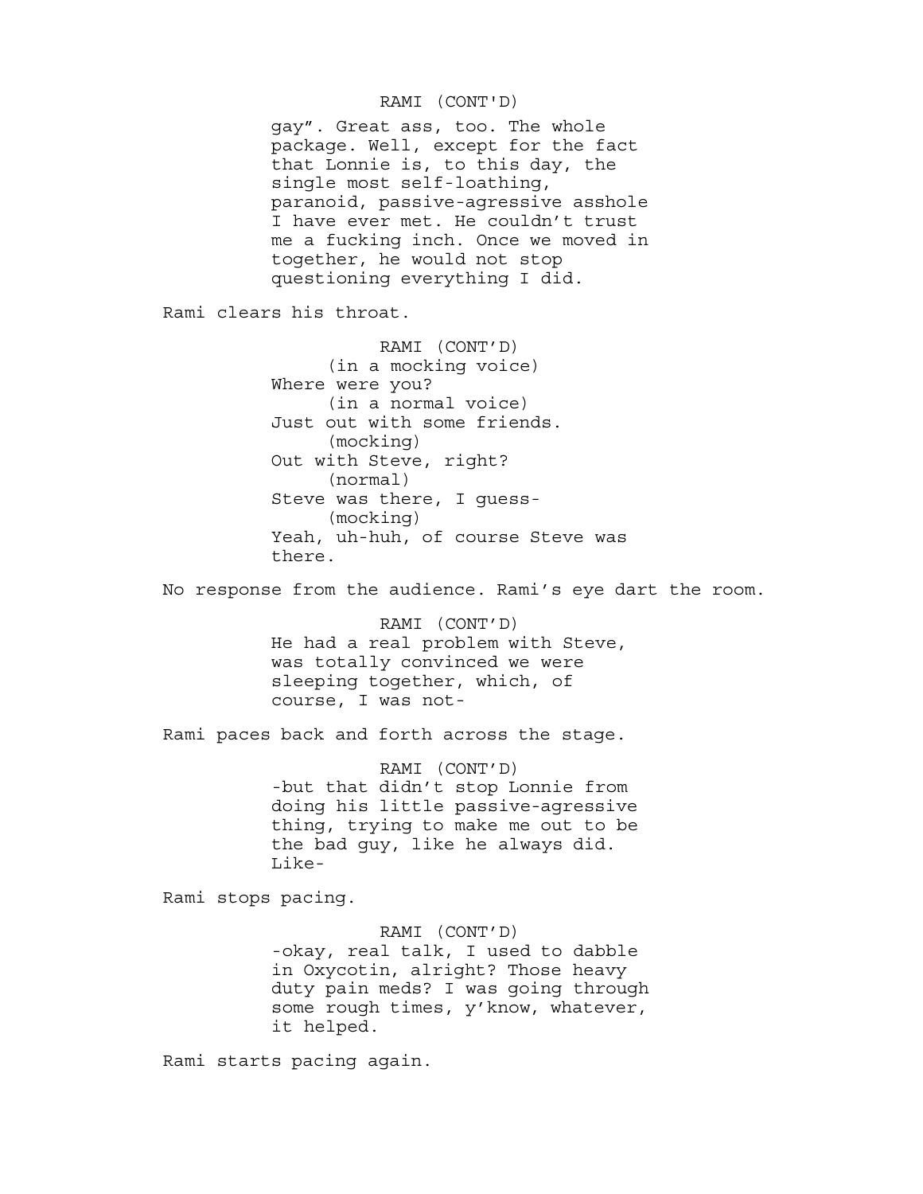RAMI (CONT'D)

gay". Great ass, too. The whole package. Well, except for the fact that Lonnie is, to this day, the single most self-loathing, paranoid, passive-agressive asshole I have ever met. He couldn't trust me a fucking inch. Once we moved in together, he would not stop questioning everything I did.

Rami clears his throat.

RAMI (CONT'D)

(in a mocking voice)

Where were you?

(in a normal voice)

Just out with some friends.

(mocking)

Out with Steve, right?

(normal)

Steve was there, I guess-

(mocking)

Yeah, uh-huh, of course Steve was there.

No response from the audience. Rami's eye dart the room.

RAMI (CONT'D)

He had a real problem with Steve, was totally convinced we were sleeping together, which, of course, I was not-

Rami paces back and forth across the stage.

RAMI (CONT'D)

-but that didn't stop Lonnie from doing his little passive-agressive thing, trying to make me out to be the bad guy, like he always did. Like-

Rami stops pacing.

RAMI (CONT'D)

-okay, real talk, I used to dabble in Oxycotin, alright? Those heavy duty pain meds? I was going through some rough times, y'know, whatever, it helped.

Rami starts pacing again.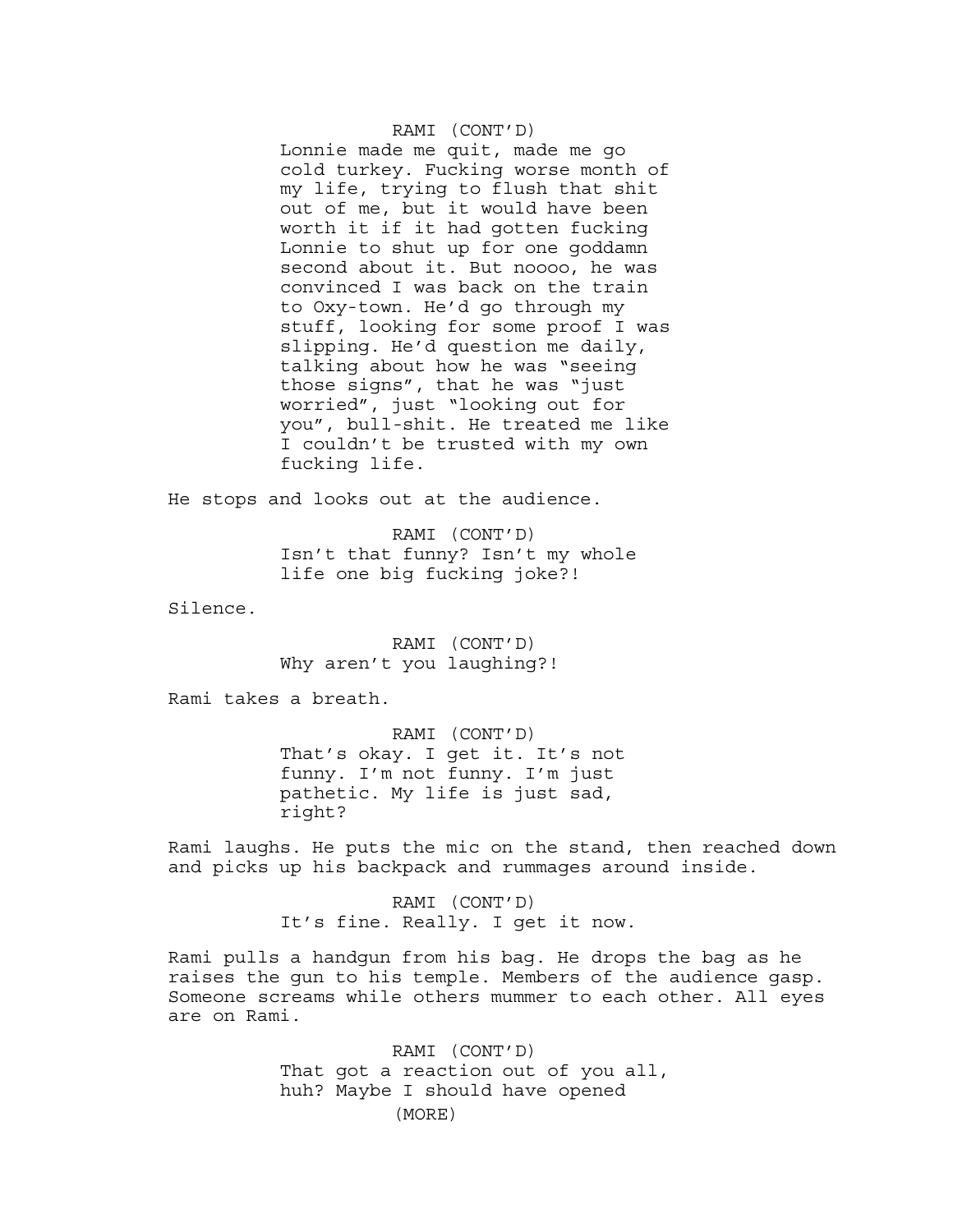RAMI (CONT'D)
Lonnie made me quit, made me go cold turkey. Fucking worse month of my life, trying to flush that shit out of me, but it would have been worth it if it had gotten fucking Lonnie to shut up for one goddamn second about it. But noooo, he was convinced I was back on the train to Oxy-town. He'd go through my stuff, looking for some proof I was slipping. He'd question me daily, talking about how he was "seeing those signs", that he was "just worried", just "looking out for you", bull-shit. He treated me like I couldn't be trusted with my own fucking life.

He stops and looks out at the audience.

RAMI (CONT'D)
Isn't that funny? Isn't my whole life one big fucking joke?!

Silence.

RAMI (CONT'D)
Why aren't you laughing?!

Rami takes a breath.

RAMI (CONT'D)
That's okay. I get it. It's not funny. I'm not funny. I'm just pathetic. My life is just sad, right?

Rami laughs. He puts the mic on the stand, then reached down and picks up his backpack and rummages around inside.

RAMI (CONT'D)
It's fine. Really. I get it now.

Rami pulls a handgun from his bag. He drops the bag as he raises the gun to his temple. Members of the audience gasp. Someone screams while others mummer to each other. All eyes are on Rami.

RAMI (CONT'D)
That got a reaction out of you all, huh? Maybe I should have opened

(MORE)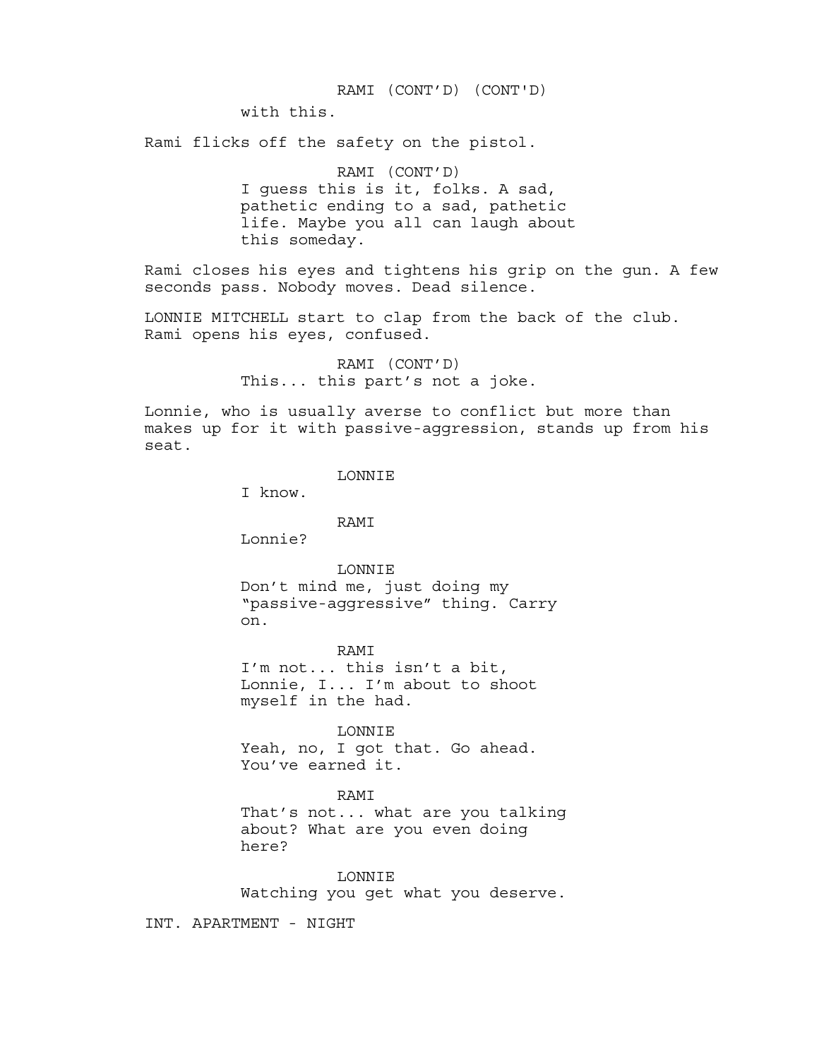RAMI (CONT'D) (CONT'D)

with this.

Rami flicks off the safety on the pistol.

RAMI (CONT'D)

I guess this is it, folks. A sad, pathetic ending to a sad, pathetic life. Maybe you all can laugh about this someday.

Rami closes his eyes and tightens his grip on the gun. A few seconds pass. Nobody moves. Dead silence.

LONNIE MITCHELL start to clap from the back of the club. Rami opens his eyes, confused.

RAMI (CONT'D)

This... this part's not a joke.

Lonnie, who is usually averse to conflict but more than makes up for it with passive-aggression, stands up from his seat.

LONNIE

I know.

RAMI

Lonnie?

LONNIE

Don't mind me, just doing my "passive-aggressive" thing. Carry on.

RAMI

I'm not... this isn't a bit, Lonnie, I... I'm about to shoot myself in the had.

LONNIE

Yeah, no, I got that. Go ahead. You've earned it.

RAMI

That's not... what are you talking about? What are you even doing here?

LONNIE

Watching you get what you deserve.

INT. APARTMENT - NIGHT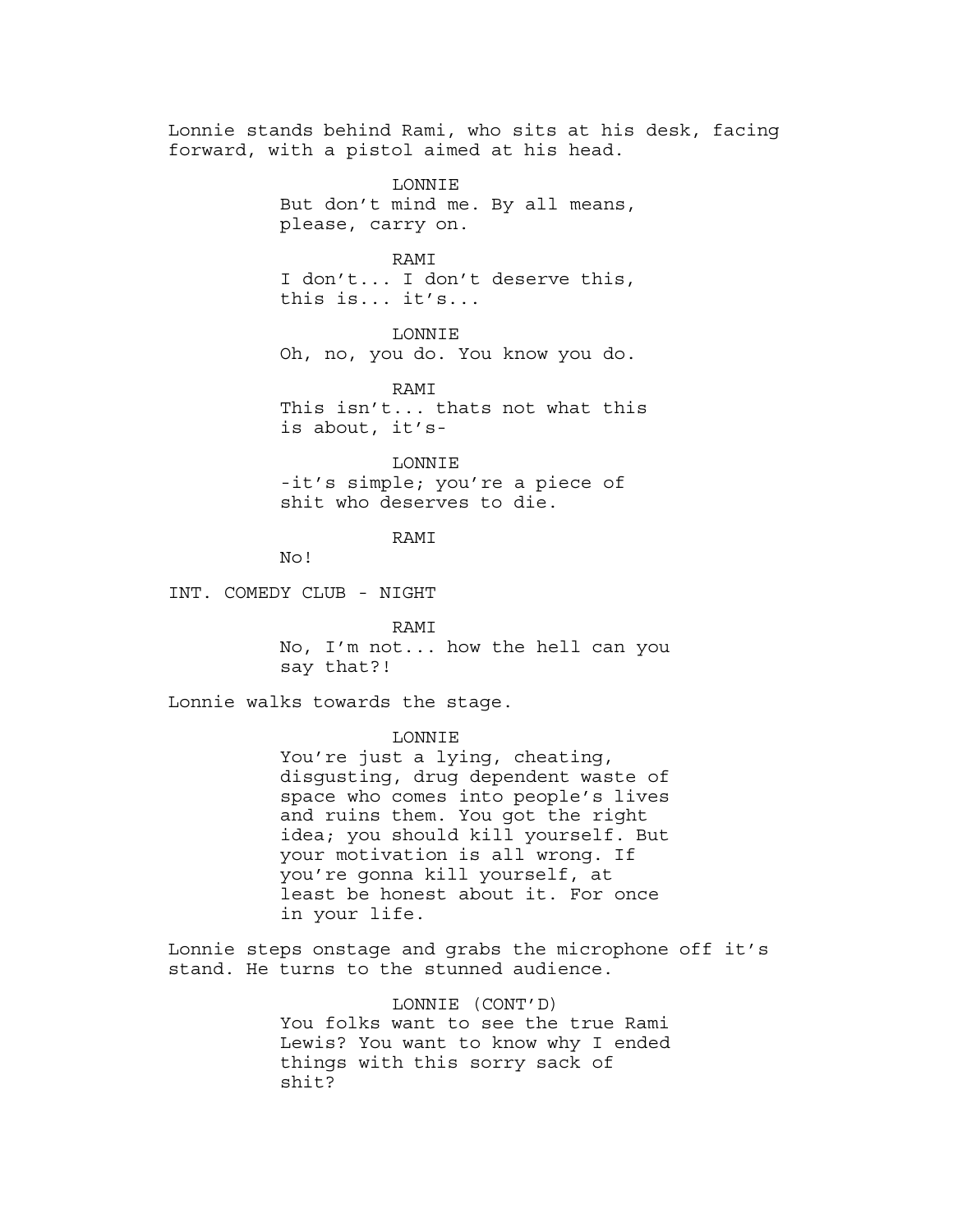Lonnie stands behind Rami, who sits at his desk, facing forward, with a pistol aimed at his head.

LONNIE
But don't mind me. By all means, please, carry on.

RAMI
I don't... I don't deserve this, this is... it's...

LONNIE
Oh, no, you do. You know you do.

RAMI
This isn't... thats not what this is about, it's-

LONNIE
-it's simple; you're a piece of shit who deserves to die.

RAMI
No!

INT. COMEDY CLUB - NIGHT

RAMI
No, I'm not... how the hell can you say that?!

Lonnie walks towards the stage.

LONNIE
You're just a lying, cheating, disgusting, drug dependent waste of space who comes into people's lives and ruins them. You got the right idea; you should kill yourself. But your motivation is all wrong. If you're gonna kill yourself, at least be honest about it. For once in your life.

Lonnie steps onstage and grabs the microphone off it's stand. He turns to the stunned audience.

LONNIE (CONT'D)
You folks want to see the true Rami Lewis? You want to know why I ended things with this sorry sack of shit?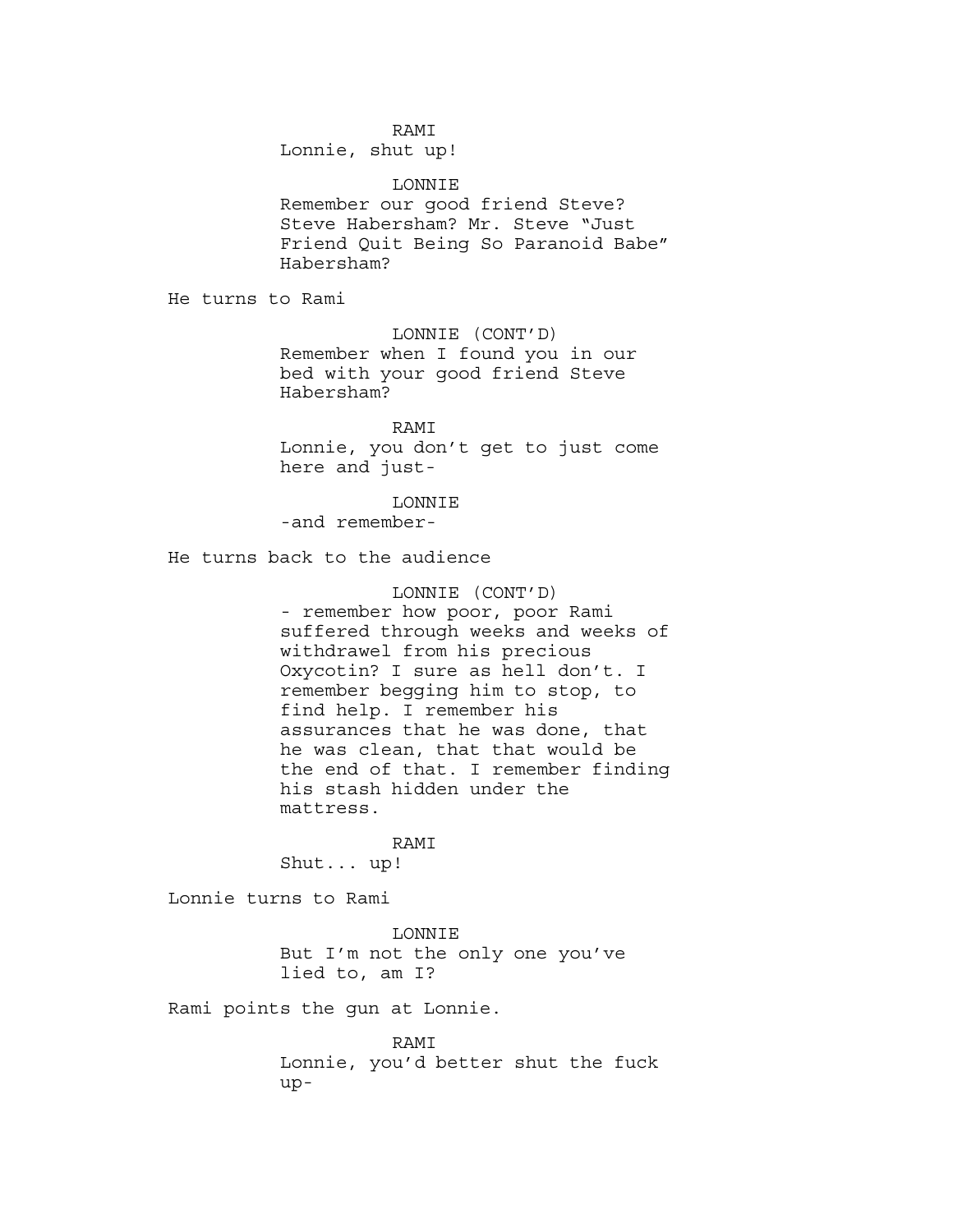RAMI

Lonnie, shut up!

LONNIE

Remember our good friend Steve? Steve Habersham? Mr. Steve “Just Friend Quit Being So Paranoid Babe” Habersham?

He turns to Rami

LONNIE (CONT’D)

Remember when I found you in our bed with your good friend Steve Habersham?

RAMI

Lonnie, you don’t get to just come here and just-

LONNIE

-and remember-

He turns back to the audience

LONNIE (CONT’D)

- remember how poor, poor Rami suffered through weeks and weeks of withdrawel from his precious Oxycotin? I sure as hell don’t. I remember begging him to stop, to find help. I remember his assurances that he was done, that he was clean, that that would be the end of that. I remember finding his stash hidden under the mattress.

RAMI

Shut... up!

Lonnie turns to Rami

LONNIE

But I’m not the only one you’ve lied to, am I?

Rami points the gun at Lonnie.

RAMI

Lonnie, you’d better shut the fuck up-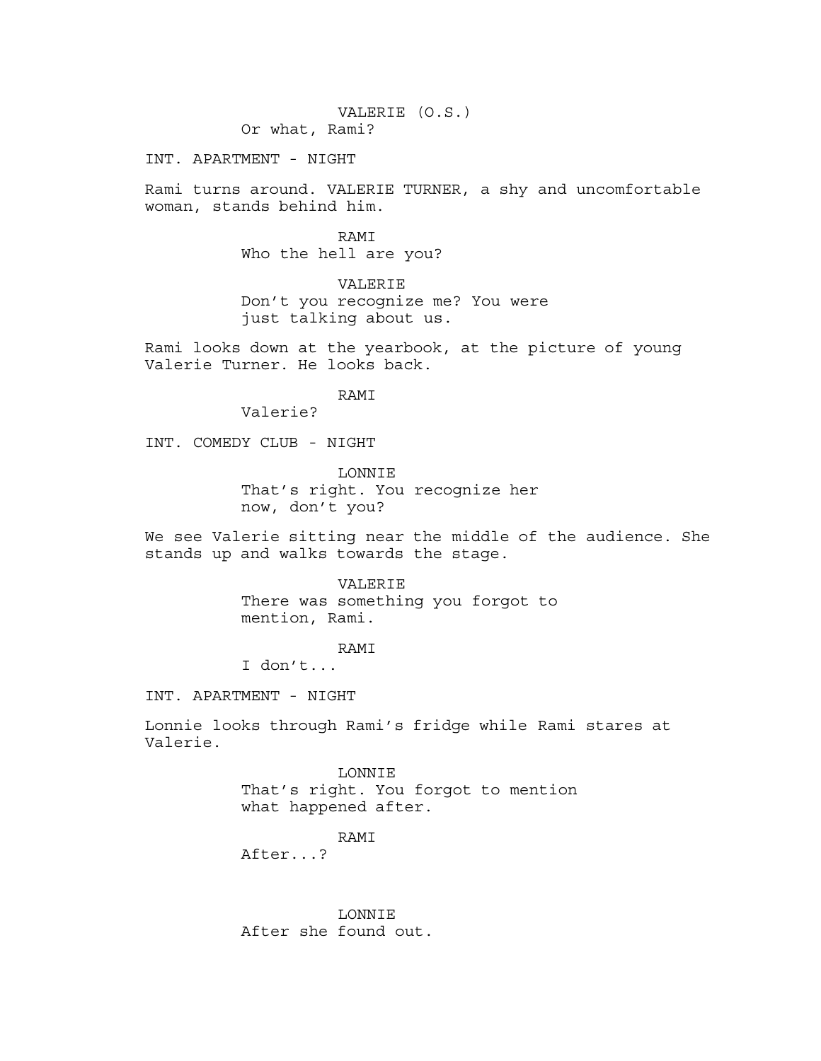VALERIE (O.S.)
Or what, Rami?

INT. APARTMENT - NIGHT

Rami turns around. VALERIE TURNER, a shy and uncomfortable woman, stands behind him.

RAMI
Who the hell are you?

VALERIE
Don't you recognize me? You were just talking about us.

Rami looks down at the yearbook, at the picture of young Valerie Turner. He looks back.

RAMI
Valerie?

INT. COMEDY CLUB - NIGHT

LONNIE
That's right. You recognize her now, don't you?

We see Valerie sitting near the middle of the audience. She stands up and walks towards the stage.

VALERIE
There was something you forgot to mention, Rami.

RAMI
I don't...

INT. APARTMENT - NIGHT

Lonnie looks through Rami's fridge while Rami stares at Valerie.

LONNIE
That's right. You forgot to mention what happened after.

RAMI
After...?

LONNIE
After she found out.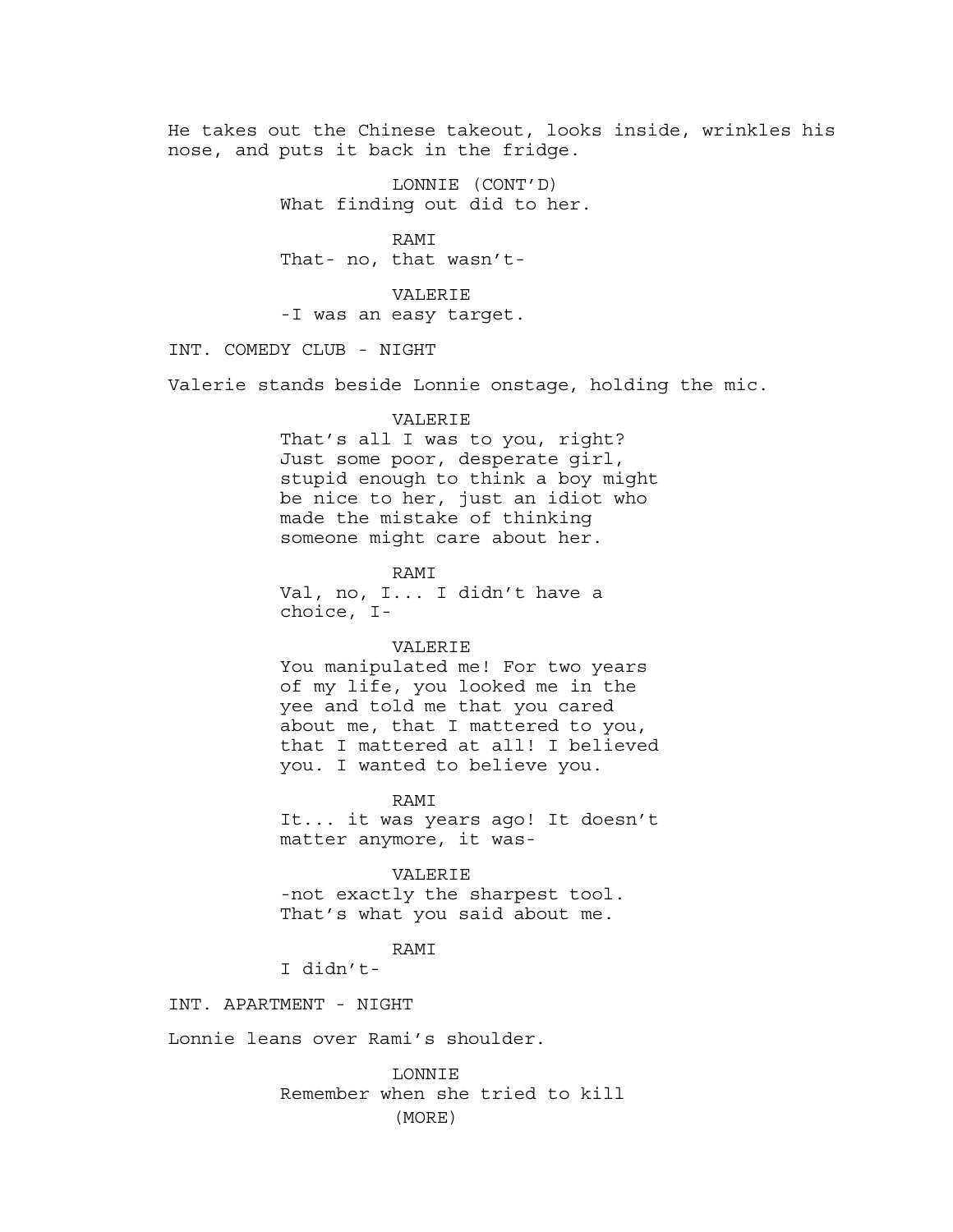He takes out the Chinese takeout, looks inside, wrinkles his nose, and puts it back in the fridge.

LONNIE (CONT'D)
What finding out did to her.

RAMI
That- no, that wasn't-

VALERIE
-I was an easy target.

INT. COMEDY CLUB - NIGHT

Valerie stands beside Lonnie onstage, holding the mic.

VALERIE
That's all I was to you, right? Just some poor, desperate girl, stupid enough to think a boy might be nice to her, just an idiot who made the mistake of thinking someone might care about her.

RAMI
Val, no, I... I didn't have a choice, I-

VALERIE
You manipulated me! For two years of my life, you looked me in the yee and told me that you cared about me, that I mattered to you, that I mattered at all! I believed you. I wanted to believe you.

RAMI
It... it was years ago! It doesn't matter anymore, it was-

VALERIE
-not exactly the sharpest tool. That's what you said about me.

RAMI
I didn't-

INT. APARTMENT - NIGHT

Lonnie leans over Rami's shoulder.

LONNIE
Remember when she tried to kill
(MORE)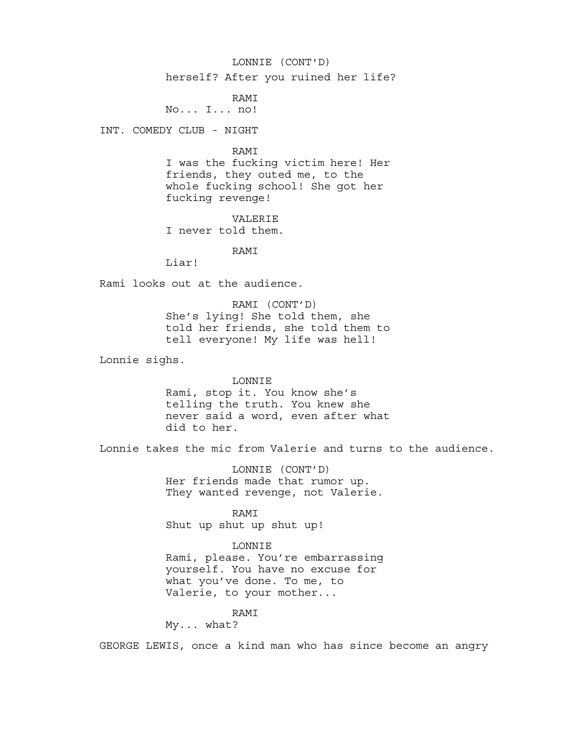LONNIE (CONT'D)
herself? After you ruined her life?

RAMI
No... I... no!

INT. COMEDY CLUB - NIGHT

RAMI
I was the fucking victim here! Her friends, they outed me, to the whole fucking school! She got her fucking revenge!

VALERIE
I never told them.

RAMI
Liar!

Rami looks out at the audience.

RAMI (CONT'D)
She's lying! She told them, she told her friends, she told them to tell everyone! My life was hell!

Lonnie sighs.

LONNIE
Rami, stop it. You know she's telling the truth. You knew she never said a word, even after what did to her.

Lonnie takes the mic from Valerie and turns to the audience.

LONNIE (CONT'D)
Her friends made that rumor up. They wanted revenge, not Valerie.

RAMI
Shut up shut up shut up!

LONNIE
Rami, please. You're embarrassing yourself. You have no excuse for what you've done. To me, to Valerie, to your mother...

RAMI
My... what?

GEORGE LEWIS, once a kind man who has since become an angry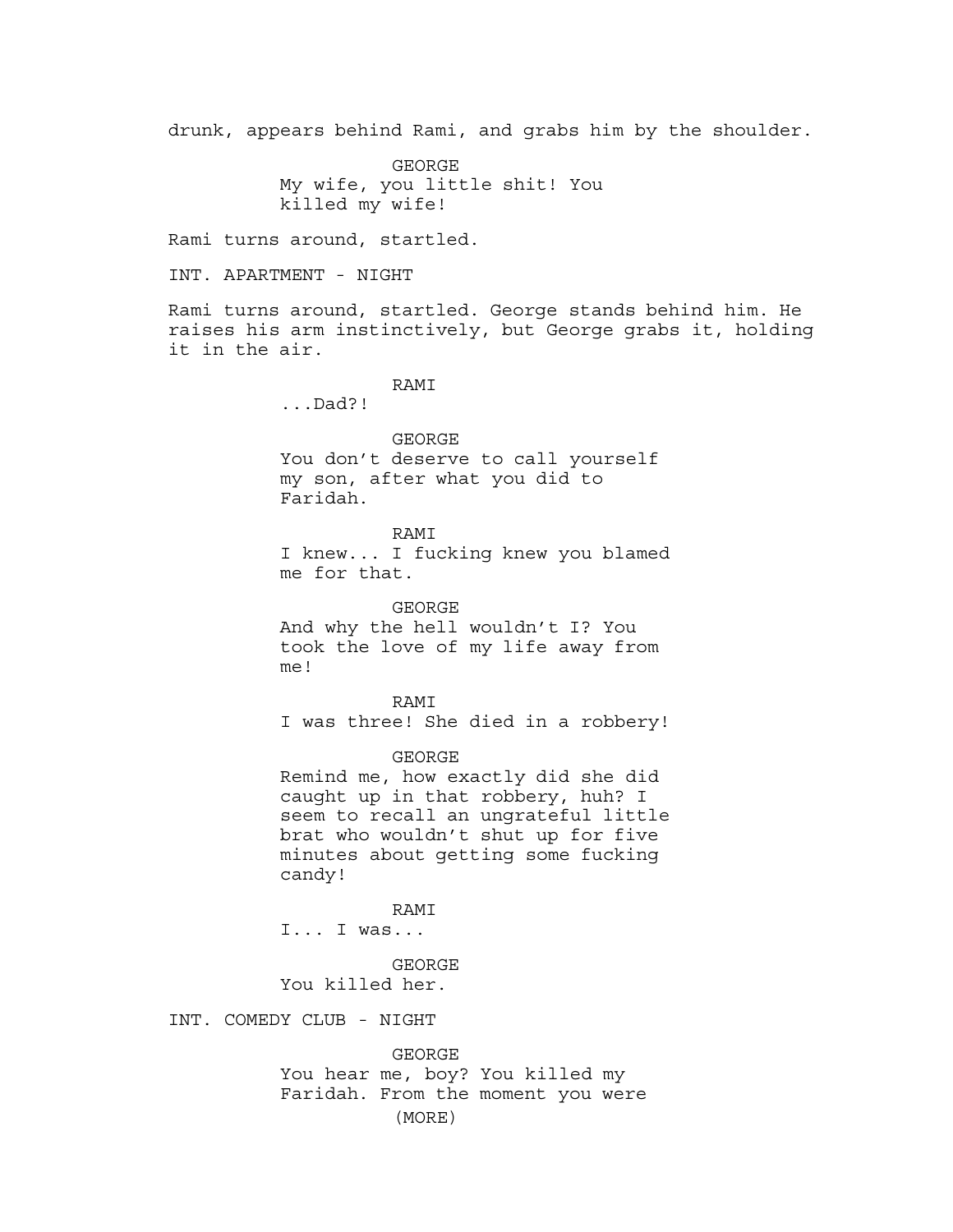drunk, appears behind Rami, and grabs him by the shoulder.

GEORGE
My wife, you little shit! You killed my wife!

Rami turns around, startled.

INT. APARTMENT - NIGHT

Rami turns around, startled. George stands behind him. He raises his arm instinctively, but George grabs it, holding it in the air.

RAMI
...Dad?!

GEORGE
You don't deserve to call yourself my son, after what you did to Faridah.

RAMI
I knew... I fucking knew you blamed me for that.

GEORGE
And why the hell wouldn't I? You took the love of my life away from me!

RAMI
I was three! She died in a robbery!

GEORGE
Remind me, how exactly did she did caught up in that robbery, huh? I seem to recall an ungrateful little brat who wouldn't shut up for five minutes about getting some fucking candy!

RAMI
I... I was...

GEORGE
You killed her.

INT. COMEDY CLUB - NIGHT

GEORGE
You hear me, boy? You killed my Faridah. From the moment you were
(MORE)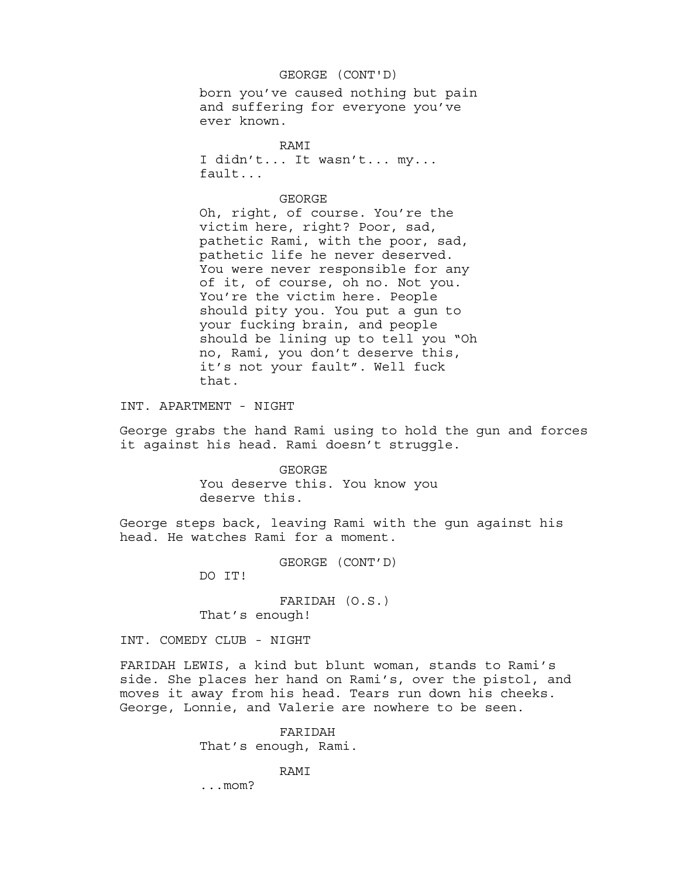GEORGE (CONT'D)

born you've caused nothing but pain and suffering for everyone you've ever known.

RAMI

I didn't... It wasn't... my... fault...

GEORGE

Oh, right, of course. You're the victim here, right? Poor, sad, pathetic Rami, with the poor, sad, pathetic life he never deserved. You were never responsible for any of it, of course, oh no. Not you. You're the victim here. People should pity you. You put a gun to your fucking brain, and people should be lining up to tell you "Oh no, Rami, you don't deserve this, it's not your fault". Well fuck that.

INT. APARTMENT - NIGHT

George grabs the hand Rami using to hold the gun and forces it against his head. Rami doesn't struggle.

GEORGE

You deserve this. You know you deserve this.

George steps back, leaving Rami with the gun against his head. He watches Rami for a moment.

GEORGE (CONT'D)

DO IT!

FARIDAH (O.S.)

That's enough!

INT. COMEDY CLUB - NIGHT

FARIDAH LEWIS, a kind but blunt woman, stands to Rami's side. She places her hand on Rami's, over the pistol, and moves it away from his head. Tears run down his cheeks. George, Lonnie, and Valerie are nowhere to be seen.

FARIDAH

That's enough, Rami.

RAMI

...mom?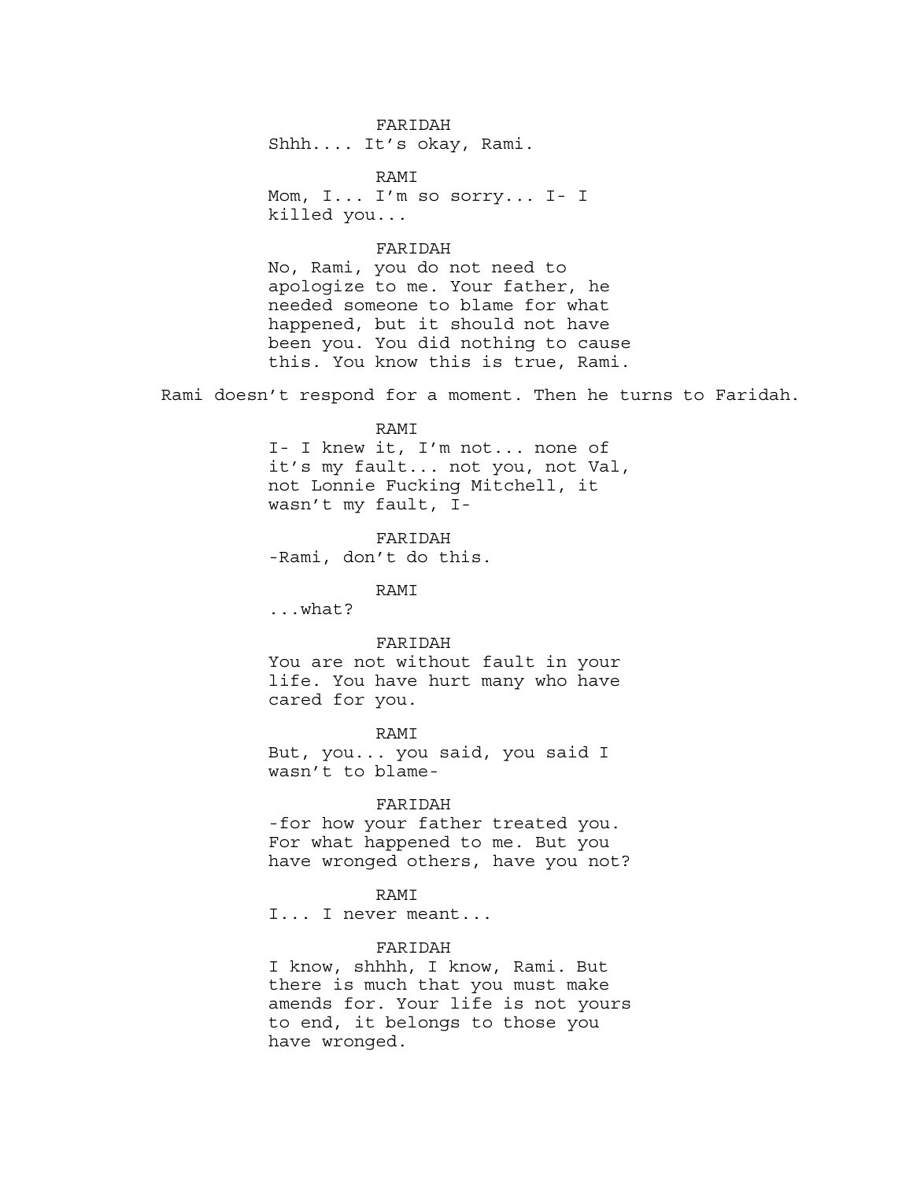FARIDAH
Shhh.... It's okay, Rami.

RAMI
Mom, I... I'm so sorry... I- I killed you...

FARIDAH
No, Rami, you do not need to apologize to me. Your father, he needed someone to blame for what happened, but it should not have been you. You did nothing to cause this. You know this is true, Rami.

Rami doesn't respond for a moment. Then he turns to Faridah.

RAMI
I- I knew it, I'm not... none of it's my fault... not you, not Val, not Lonnie Fucking Mitchell, it wasn't my fault, I-

FARIDAH
-Rami, don't do this.

RAMI
...what?

FARIDAH
You are not without fault in your life. You have hurt many who have cared for you.

RAMI
But, you... you said, you said I wasn't to blame-

FARIDAH
-for how your father treated you. For what happened to me. But you have wronged others, have you not?

RAMI
I... I never meant...

FARIDAH
I know, shhhh, I know, Rami. But there is much that you must make amends for. Your life is not yours to end, it belongs to those you have wronged.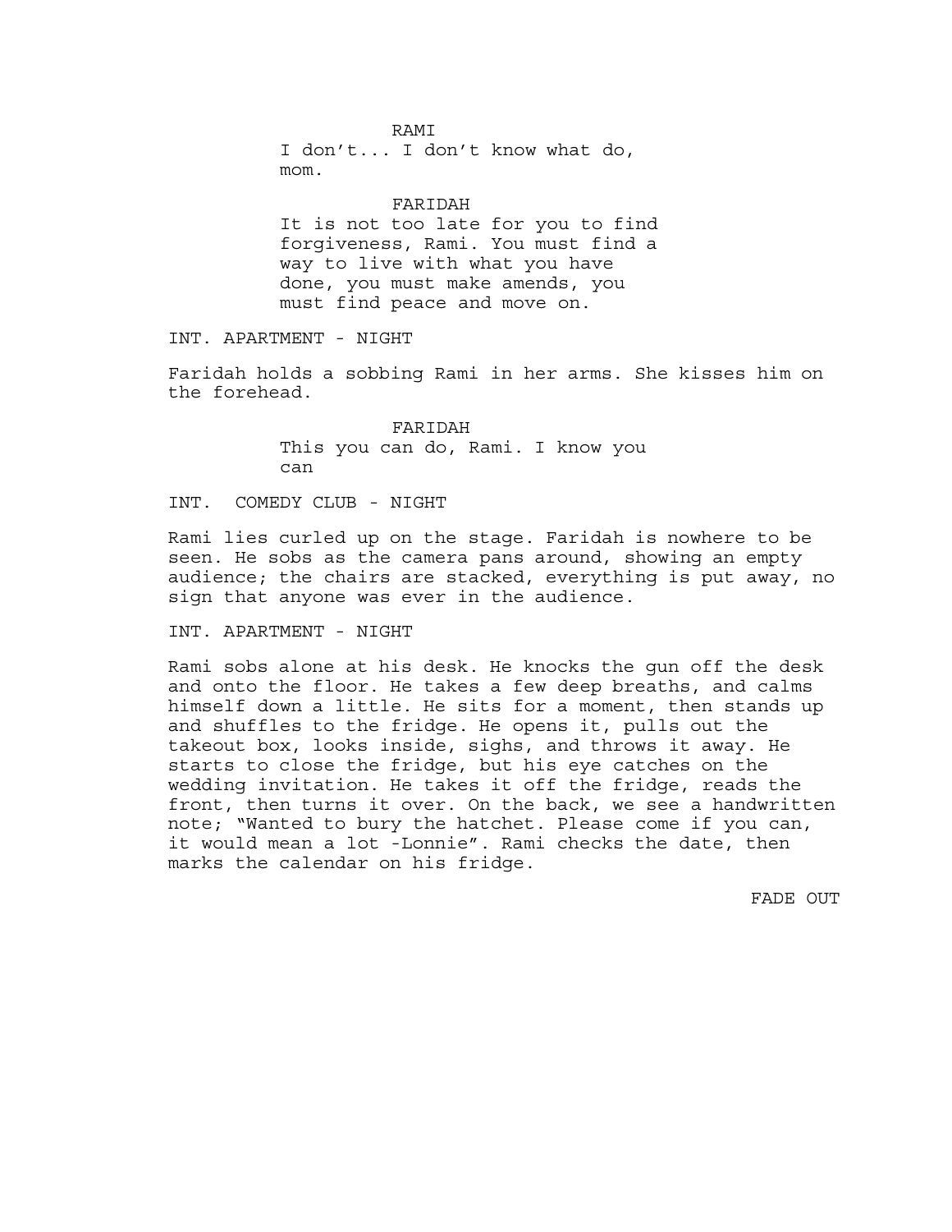RAMI

I don't... I don't know what do, mom.

FARIDAH

It is not too late for you to find forgiveness, Rami. You must find a way to live with what you have done, you must make amends, you must find peace and move on.

INT. APARTMENT - NIGHT

Faridah holds a sobbing Rami in her arms. She kisses him on the forehead.

FARIDAH

This you can do, Rami. I know you can

INT. COMEDY CLUB - NIGHT

Rami lies curled up on the stage. Faridah is nowhere to be seen. He sobs as the camera pans around, showing an empty audience; the chairs are stacked, everything is put away, no sign that anyone was ever in the audience.

INT. APARTMENT - NIGHT

Rami sobs alone at his desk. He knocks the gun off the desk and onto the floor. He takes a few deep breaths, and calms himself down a little. He sits for a moment, then stands up and shuffles to the fridge. He opens it, pulls out the takeout box, looks inside, sighs, and throws it away. He starts to close the fridge, but his eye catches on the wedding invitation. He takes it off the fridge, reads the front, then turns it over. On the back, we see a handwritten note; "Wanted to bury the hatchet. Please come if you can, it would mean a lot -Lonnie". Rami checks the date, then marks the calendar on his fridge.

FADE OUT